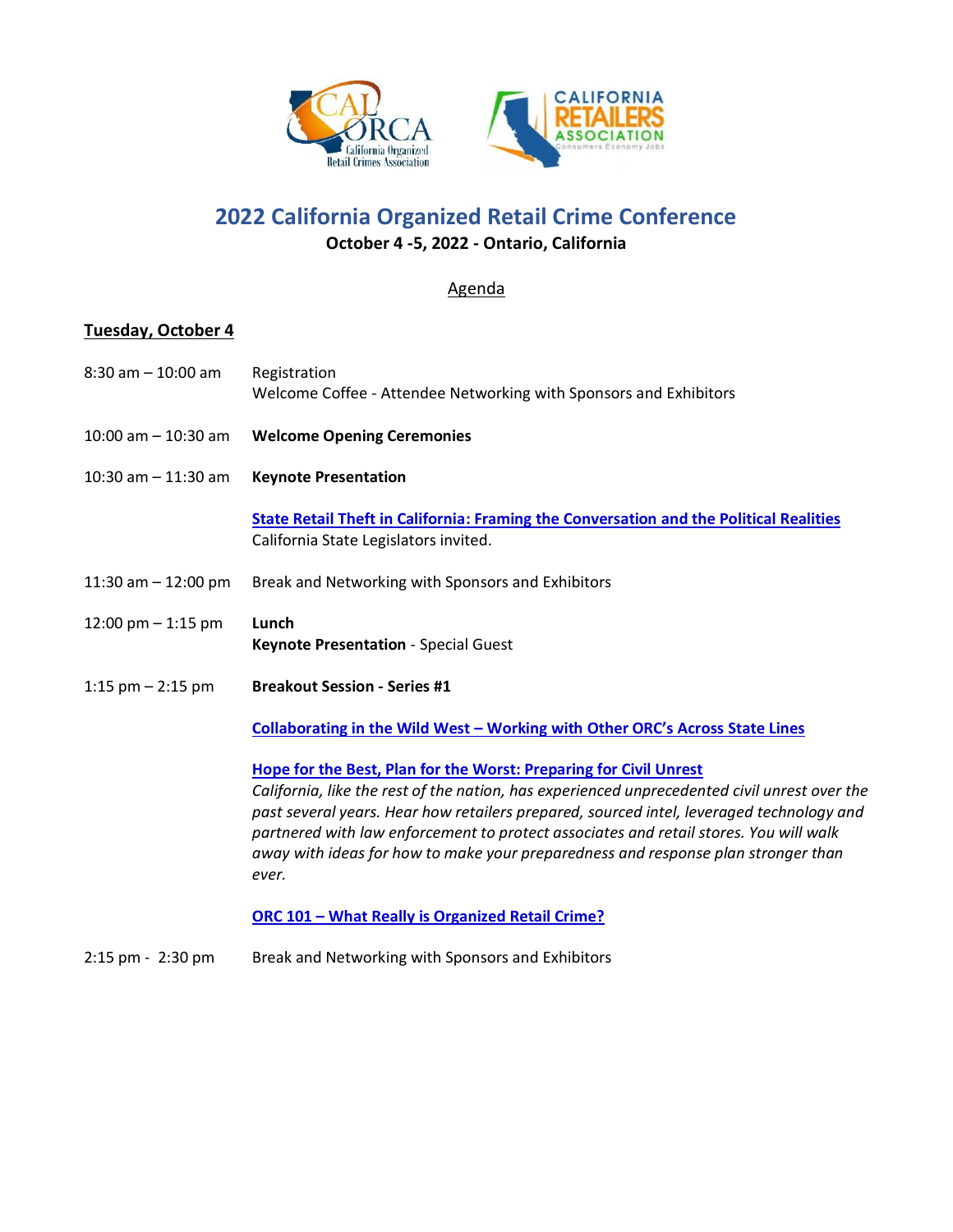# 2022 California Organized Retail Crime Conference

**October 4 -5, 2022 - Ontario, California**

Agenda

## Tuesday, October 4

8:30 am – 10:00 am Registration
Welcome Coffee - Attendee Networking with Sponsors and Exhibitors

10:00 am – 10:30 am **Welcome Opening Ceremonies**

10:30 am – 11:30 am **Keynote Presentation**

**State Retail Theft in California: Framing the Conversation and the Political Realities**
California State Legislators invited.

11:30 am – 12:00 pm Break and Networking with Sponsors and Exhibitors

12:00 pm – 1:15 pm **Lunch**
**Keynote Presentation** - Special Guest

1:15 pm – 2:15 pm **Breakout Session - Series #1**

**Collaborating in the Wild West – Working with Other ORC's Across State Lines**

**Hope for the Best, Plan for the Worst: Preparing for Civil Unrest**
*California, like the rest of the nation, has experienced unprecedented civil unrest over the past several years. Hear how retailers prepared, sourced intel, leveraged technology and partnered with law enforcement to protect associates and retail stores. You will walk away with ideas for how to make your preparedness and response plan stronger than ever.*

**ORC 101 – What Really is Organized Retail Crime?**

2:15 pm - 2:30 pm Break and Networking with Sponsors and Exhibitors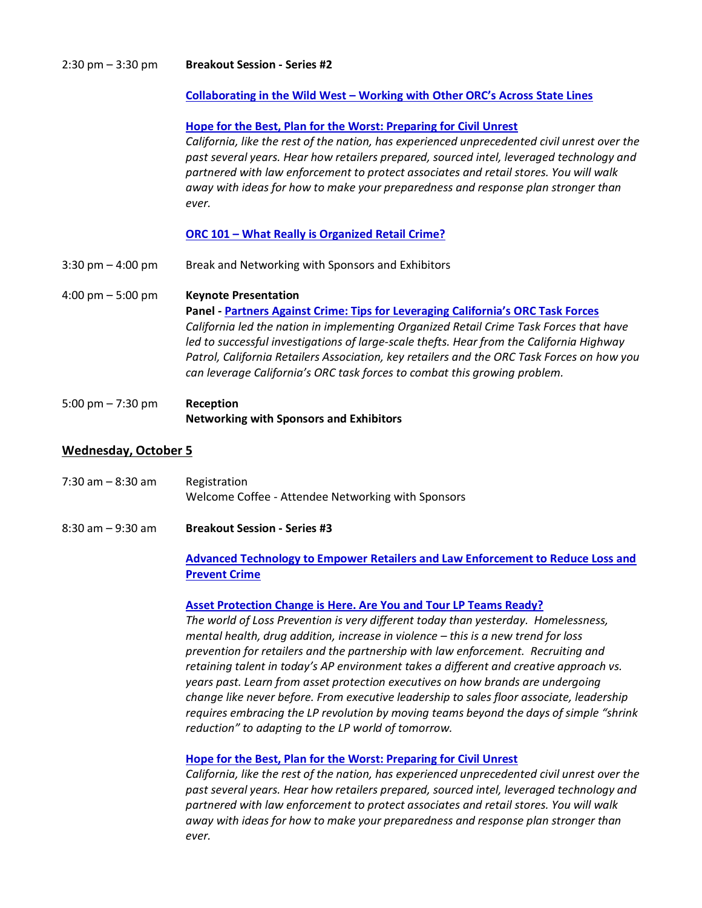2:30 pm – 3:30 pm **Breakout Session - Series #2**

**Collaborating in the Wild West – Working with Other ORC's Across State Lines**

**Hope for the Best, Plan for the Worst: Preparing for Civil Unrest**

*California, like the rest of the nation, has experienced unprecedented civil unrest over the past several years. Hear how retailers prepared, sourced intel, leveraged technology and partnered with law enforcement to protect associates and retail stores. You will walk away with ideas for how to make your preparedness and response plan stronger than ever.*

**ORC 101 – What Really is Organized Retail Crime?**

3:30 pm – 4:00 pm Break and Networking with Sponsors and Exhibitors

4:00 pm – 5:00 pm **Keynote Presentation**

**Panel - Partners Against Crime: Tips for Leveraging California's ORC Task Forces**

*California led the nation in implementing Organized Retail Crime Task Forces that have led to successful investigations of large-scale thefts. Hear from the California Highway Patrol, California Retailers Association, key retailers and the ORC Task Forces on how you can leverage California's ORC task forces to combat this growing problem.*

5:00 pm – 7:30 pm **Reception**

**Networking with Sponsors and Exhibitors**

## Wednesday, October 5

7:30 am – 8:30 am Registration

Welcome Coffee - Attendee Networking with Sponsors

8:30 am – 9:30 am **Breakout Session - Series #3**

**Advanced Technology to Empower Retailers and Law Enforcement to Reduce Loss and Prevent Crime**

**Asset Protection Change is Here. Are You and Tour LP Teams Ready?**

*The world of Loss Prevention is very different today than yesterday. Homelessness, mental health, drug addition, increase in violence – this is a new trend for loss prevention for retailers and the partnership with law enforcement. Recruiting and retaining talent in today's AP environment takes a different and creative approach vs. years past. Learn from asset protection executives on how brands are undergoing change like never before. From executive leadership to sales floor associate, leadership requires embracing the LP revolution by moving teams beyond the days of simple "shrink reduction" to adapting to the LP world of tomorrow.*

**Hope for the Best, Plan for the Worst: Preparing for Civil Unrest**

*California, like the rest of the nation, has experienced unprecedented civil unrest over the past several years. Hear how retailers prepared, sourced intel, leveraged technology and partnered with law enforcement to protect associates and retail stores. You will walk away with ideas for how to make your preparedness and response plan stronger than ever.*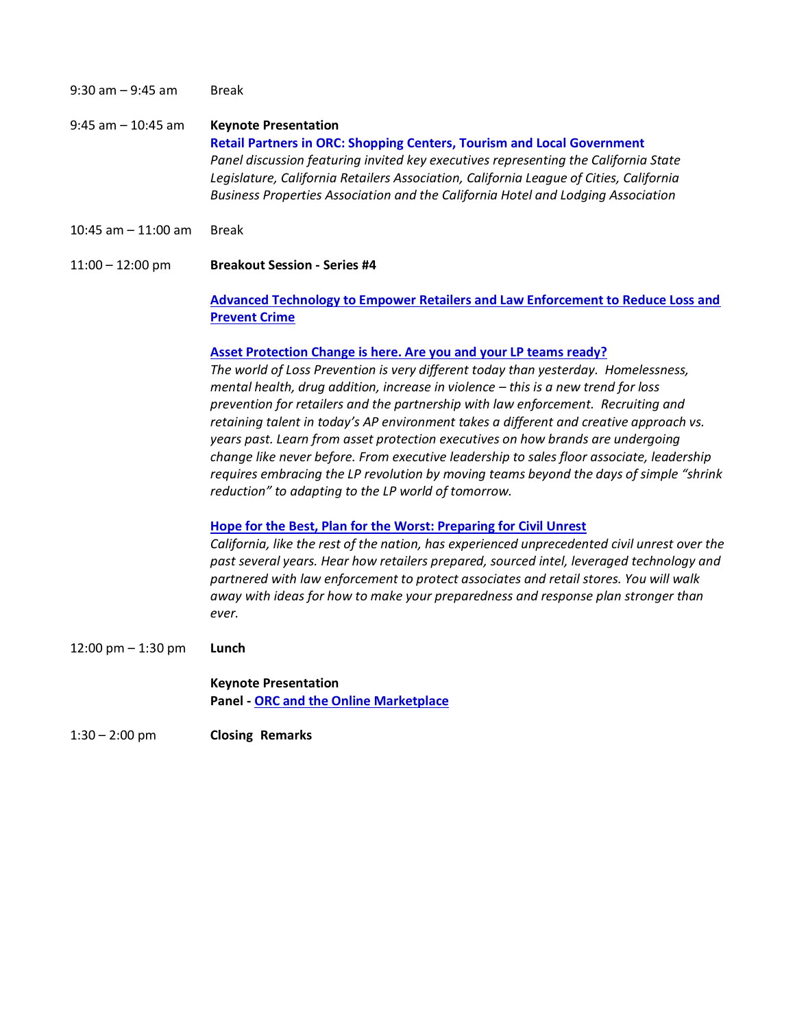9:30 am – 9:45 am Break

9:45 am – 10:45 am **Keynote Presentation**

**Retail Partners in ORC: Shopping Centers, Tourism and Local Government**

*Panel discussion featuring invited key executives representing the California State Legislature, California Retailers Association, California League of Cities, California Business Properties Association and the California Hotel and Lodging Association*

10:45 am – 11:00 am Break

11:00 – 12:00 pm **Breakout Session - Series #4**

**Advanced Technology to Empower Retailers and Law Enforcement to Reduce Loss and Prevent Crime**

**Asset Protection Change is here. Are you and your LP teams ready?**

*The world of Loss Prevention is very different today than yesterday. Homelessness, mental health, drug addition, increase in violence – this is a new trend for loss prevention for retailers and the partnership with law enforcement. Recruiting and retaining talent in today's AP environment takes a different and creative approach vs. years past. Learn from asset protection executives on how brands are undergoing change like never before. From executive leadership to sales floor associate, leadership requires embracing the LP revolution by moving teams beyond the days of simple "shrink reduction" to adapting to the LP world of tomorrow.*

**Hope for the Best, Plan for the Worst: Preparing for Civil Unrest**

*California, like the rest of the nation, has experienced unprecedented civil unrest over the past several years. Hear how retailers prepared, sourced intel, leveraged technology and partnered with law enforcement to protect associates and retail stores. You will walk away with ideas for how to make your preparedness and response plan stronger than ever.*

12:00 pm – 1:30 pm **Lunch**

**Keynote Presentation**

**Panel - ORC and the Online Marketplace**

1:30 – 2:00 pm **Closing Remarks**